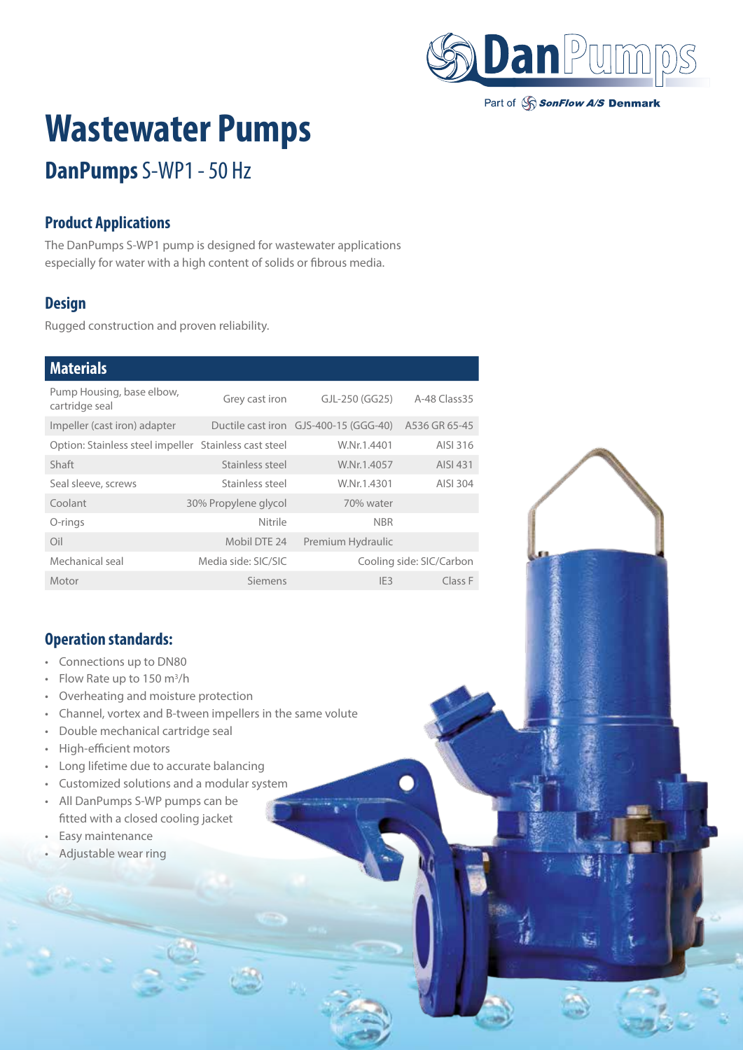DanPumps

Part of SonFlow A/S Denmark

# Wastewater Pumps

## DanPumps S-WP1 - 50 Hz

### Product Applications

The DanPumps S-WP1 pump is designed for wastewater applications especially for water with a high content of solids or fibrous media.

### Design

Rugged construction and proven reliability.

| Materials | | | |
|---|---|---|---|
| Pump Housing, base elbow, cartridge seal | Grey cast iron | GJL-250 (GG25) | A-48 Class35 |
| Impeller (cast iron) adapter | Ductile cast iron | GJS-400-15 (GGG-40) | A536 GR 65-45 |
| Option: Stainless steel impeller | Stainless cast steel | W.Nr.1.4401 | AISI 316 |
| Shaft | Stainless steel | W.Nr.1.4057 | AISI 431 |
| Seal sleeve, screws | Stainless steel | W.Nr.1.4301 | AISI 304 |
| Coolant | 30% Propylene glycol | 70% water | |
| O-rings | Nitrile | NBR | |
| Oil | Mobil DTE 24 | Premium Hydraulic | |
| Mechanical seal | Media side: SIC/SIC | Cooling side: SIC/Carbon | |
| Motor | Siemens | IE3 | Class F |

### Operation standards:

- Connections up to DN80
- Flow Rate up to 150 m³/h
- Overheating and moisture protection
- Channel, vortex and B-tween impellers in the same volute
- Double mechanical cartridge seal
- High-efficient motors
- Long lifetime due to accurate balancing
- Customized solutions and a modular system
- All DanPumps S-WP pumps can be fitted with a closed cooling jacket
- Easy maintenance
- Adjustable wear ring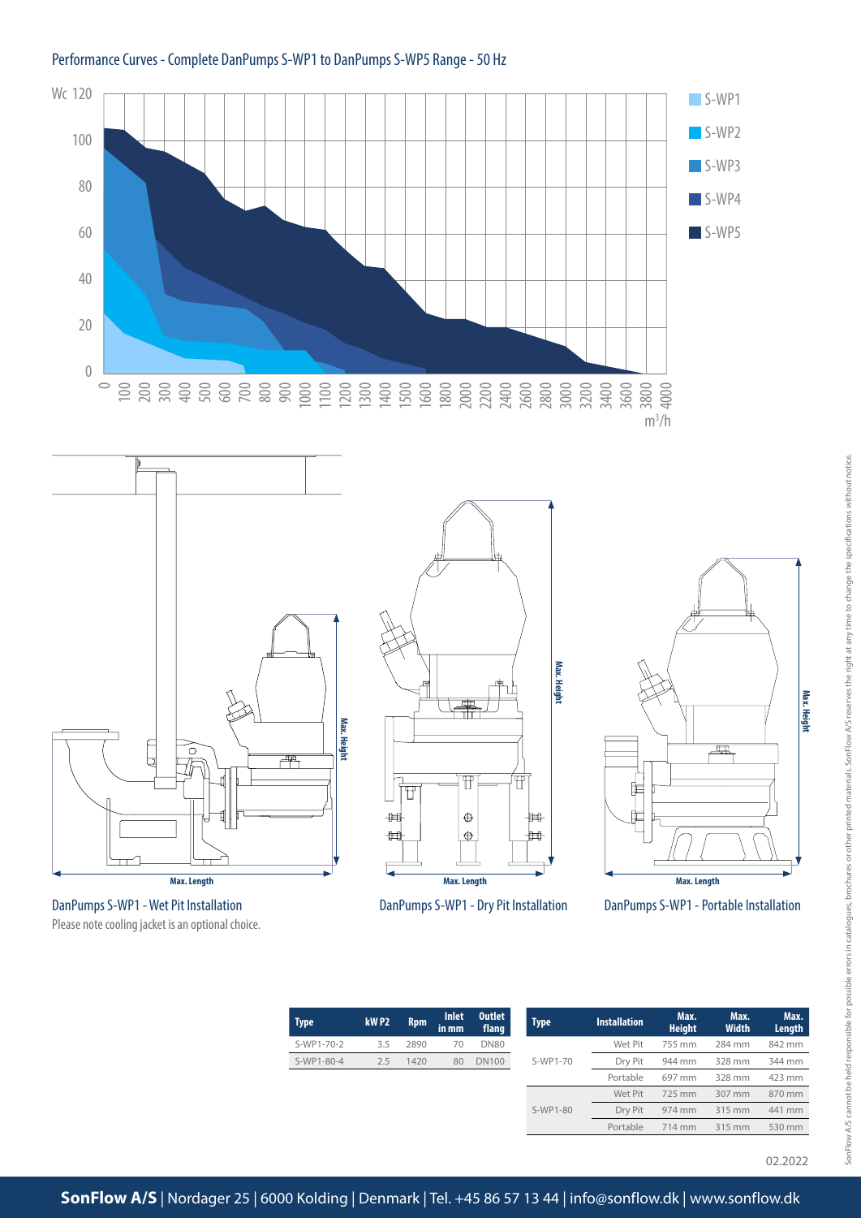## Performance Curves - Complete DanPumps S-WP1 to DanPumps S-WP5 Range - 50 Hz

Wc 120
100
80
60
40
20
0

0 100 200 300 400 500 600 700 800 900 1000 1100 1200 1300 1400 1500 1600 1800 2000 2200 2400 2600 2800 3000 3200 3400 3600 3800 4000

$m^3/h$

S-WP1
S-WP2
S-WP3
S-WP4
S-WP5

Max. Height
Max. Length

DanPumps S-WP1 - Wet Pit Installation

Please note cooling jacket is an optional choice.

Max. Height
Max. Length

DanPumps S-WP1 - Dry Pit Installation

Max. Height
Max. Length

DanPumps S-WP1 - Portable Installation

| Type | kW P2 | Rpm | Inlet in mm | Outlet flang |
|---|---|---|---|---|
| S-WP1-70-2 | 3.5 | 2890 | 70 | DN80 |
| S-WP1-80-4 | 2.5 | 1420 | 80 | DN100 |

| Type | Installation | Max. Height | Max. Width | Max. Length |
|---|---|---|---|---|
| S-WP1-70 | Wet Pit | 755 mm | 284 mm | 842 mm |
| | Dry Pit | 944 mm | 328 mm | 344 mm |
| | Portable | 697 mm | 328 mm | 423 mm |
| S-WP1-80 | Wet Pit | 725 mm | 307 mm | 870 mm |
| | Dry Pit | 974 mm | 315 mm | 441 mm |
| | Portable | 714 mm | 315 mm | 530 mm |

02.2022

SonFlow A/S cannot be held responsible for possible errors in catalogues, brochures or other printed materials. SonFlow A/S reserves the right at any time to change the specifications without notice.

**SonFlow A/S** | Nordager 25 | 6000 Kolding | Denmark | Tel. +45 86 57 13 44 | info@sonflow.dk | www.sonflow.dk